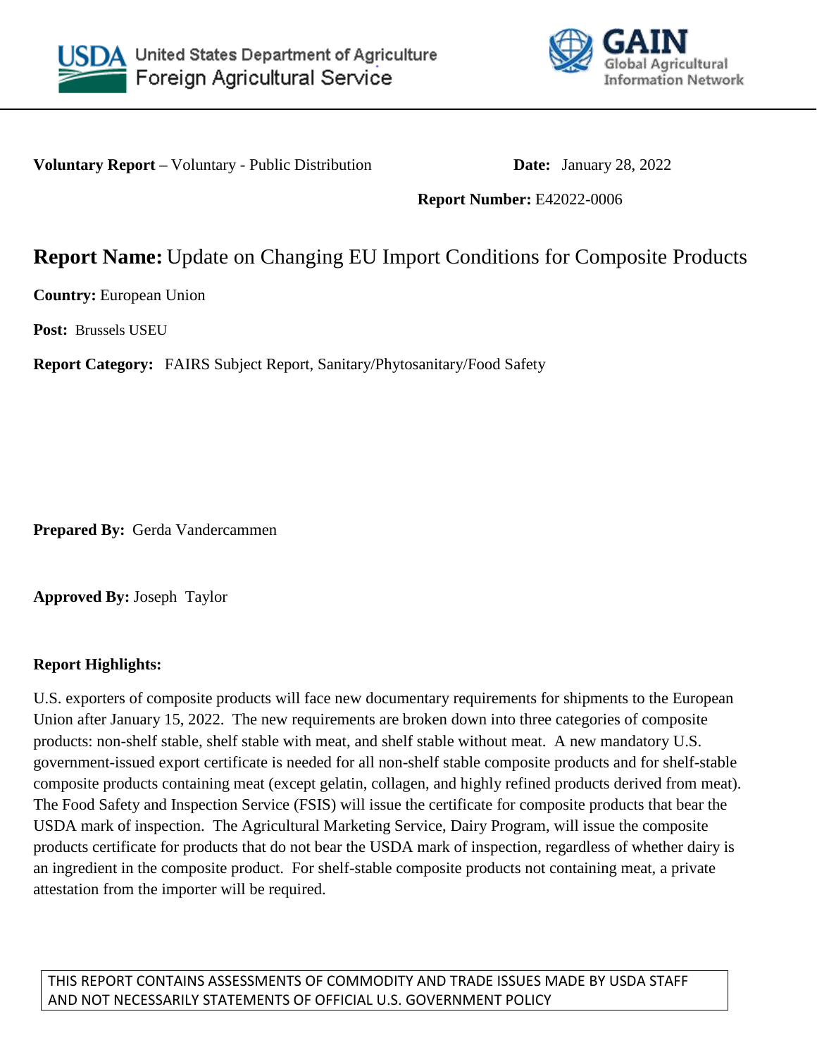United States Department of Agriculture
Foreign Agricultural Service

GAIN Global Agricultural Information Network

**Voluntary Report –** Voluntary - Public Distribution **Date:** January 28, 2022

**Report Number:** E42022-0006

# **Report Name:** Update on Changing EU Import Conditions for Composite Products

**Country:** European Union

**Post:** Brussels USEU

**Report Category:** FAIRS Subject Report, Sanitary/Phytosanitary/Food Safety

**Prepared By:** Gerda Vandercammen

**Approved By:** Joseph Taylor

**Report Highlights:**

U.S. exporters of composite products will face new documentary requirements for shipments to the European Union after January 15, 2022. The new requirements are broken down into three categories of composite products: non-shelf stable, shelf stable with meat, and shelf stable without meat. A new mandatory U.S. government-issued export certificate is needed for all non-shelf stable composite products and for shelf-stable composite products containing meat (except gelatin, collagen, and highly refined products derived from meat). The Food Safety and Inspection Service (FSIS) will issue the certificate for composite products that bear the USDA mark of inspection. The Agricultural Marketing Service, Dairy Program, will issue the composite products certificate for products that do not bear the USDA mark of inspection, regardless of whether dairy is an ingredient in the composite product. For shelf-stable composite products not containing meat, a private attestation from the importer will be required.

THIS REPORT CONTAINS ASSESSMENTS OF COMMODITY AND TRADE ISSUES MADE BY USDA STAFF AND NOT NECESSARILY STATEMENTS OF OFFICIAL U.S. GOVERNMENT POLICY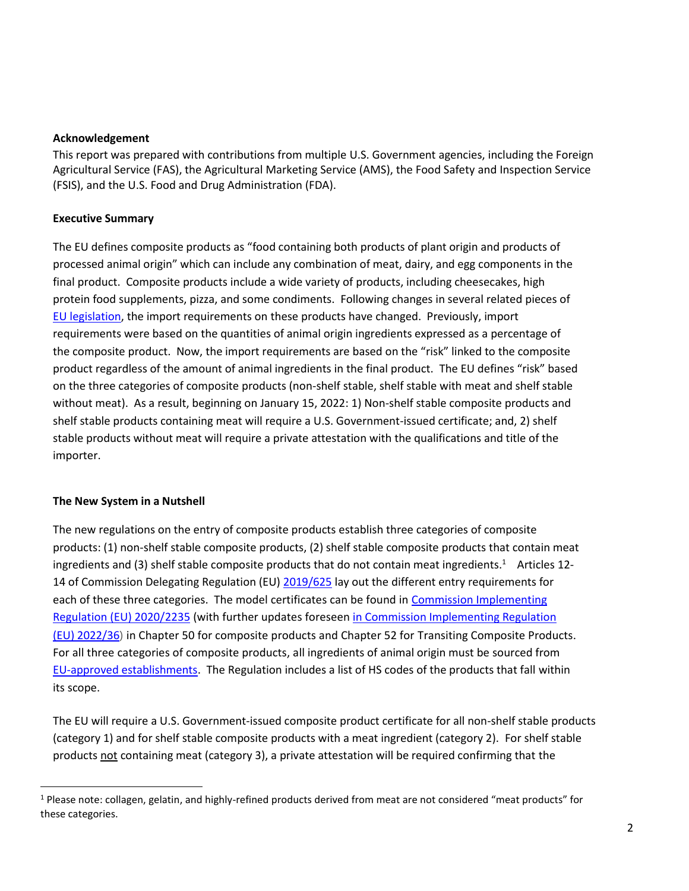**Acknowledgement**

This report was prepared with contributions from multiple U.S. Government agencies, including the Foreign Agricultural Service (FAS), the Agricultural Marketing Service (AMS), the Food Safety and Inspection Service (FSIS), and the U.S. Food and Drug Administration (FDA).

**Executive Summary**

The EU defines composite products as "food containing both products of plant origin and products of processed animal origin" which can include any combination of meat, dairy, and egg components in the final product. Composite products include a wide variety of products, including cheesecakes, high protein food supplements, pizza, and some condiments. Following changes in several related pieces of EU legislation, the import requirements on these products have changed. Previously, import requirements were based on the quantities of animal origin ingredients expressed as a percentage of the composite product. Now, the import requirements are based on the "risk" linked to the composite product regardless of the amount of animal ingredients in the final product. The EU defines "risk" based on the three categories of composite products (non-shelf stable, shelf stable with meat and shelf stable without meat). As a result, beginning on January 15, 2022: 1) Non-shelf stable composite products and shelf stable products containing meat will require a U.S. Government-issued certificate; and, 2) shelf stable products without meat will require a private attestation with the qualifications and title of the importer.

**The New System in a Nutshell**

The new regulations on the entry of composite products establish three categories of composite products: (1) non-shelf stable composite products, (2) shelf stable composite products that contain meat ingredients and (3) shelf stable composite products that do not contain meat ingredients.[1] Articles 12-14 of Commission Delegating Regulation (EU) 2019/625 lay out the different entry requirements for each of these three categories. The model certificates can be found in Commission Implementing Regulation (EU) 2020/2235 (with further updates foreseen in Commission Implementing Regulation (EU) 2022/36) in Chapter 50 for composite products and Chapter 52 for Transiting Composite Products. For all three categories of composite products, all ingredients of animal origin must be sourced from EU-approved establishments. The Regulation includes a list of HS codes of the products that fall within its scope.

The EU will require a U.S. Government-issued composite product certificate for all non-shelf stable products (category 1) and for shelf stable composite products with a meat ingredient (category 2). For shelf stable products not containing meat (category 3), a private attestation will be required confirming that the

[1] Please note: collagen, gelatin, and highly-refined products derived from meat are not considered "meat products" for these categories.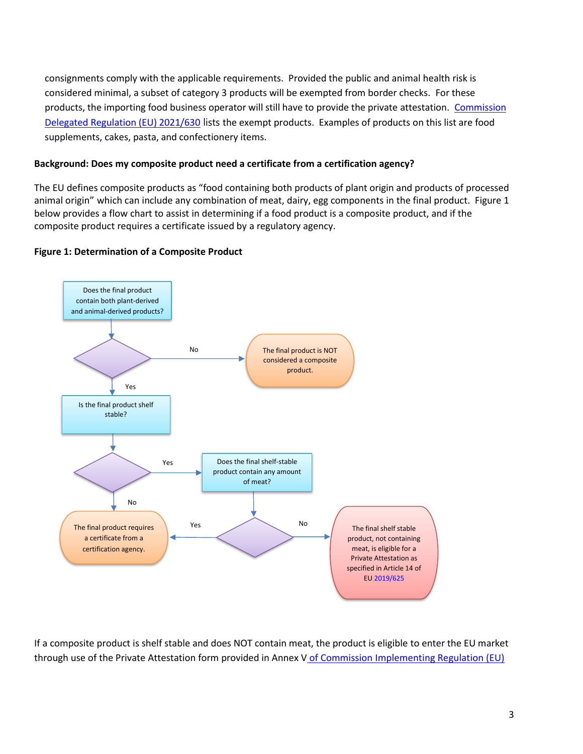consignments comply with the applicable requirements. Provided the public and animal health risk is considered minimal, a subset of category 3 products will be exempted from border checks. For these products, the importing food business operator will still have to provide the private attestation. Commission Delegated Regulation (EU) 2021/630 lists the exempt products. Examples of products on this list are food supplements, cakes, pasta, and confectionery items.

**Background: Does my composite product need a certificate from a certification agency?**

The EU defines composite products as "food containing both products of plant origin and products of processed animal origin" which can include any combination of meat, dairy, egg components in the final product. Figure 1 below provides a flow chart to assist in determining if a food product is a composite product, and if the composite product requires a certificate issued by a regulatory agency.

**Figure 1: Determination of a Composite Product**

Does the final product contain both plant-derived and animal-derived products?

- No → The final product is NOT considered a composite product.
- Yes → Is the final product shelf stable?
  - No → The final product requires a certificate from a certification agency.
  - Yes → Does the final shelf-stable product contain any amount of meat?
    - Yes → The final product requires a certificate from a certification agency.
    - No → The final shelf stable product, not containing meat, is eligible for a Private Attestation as specified in Article 14 of EU 2019/625

If a composite product is shelf stable and does NOT contain meat, the product is eligible to enter the EU market through use of the Private Attestation form provided in Annex V of Commission Implementing Regulation (EU)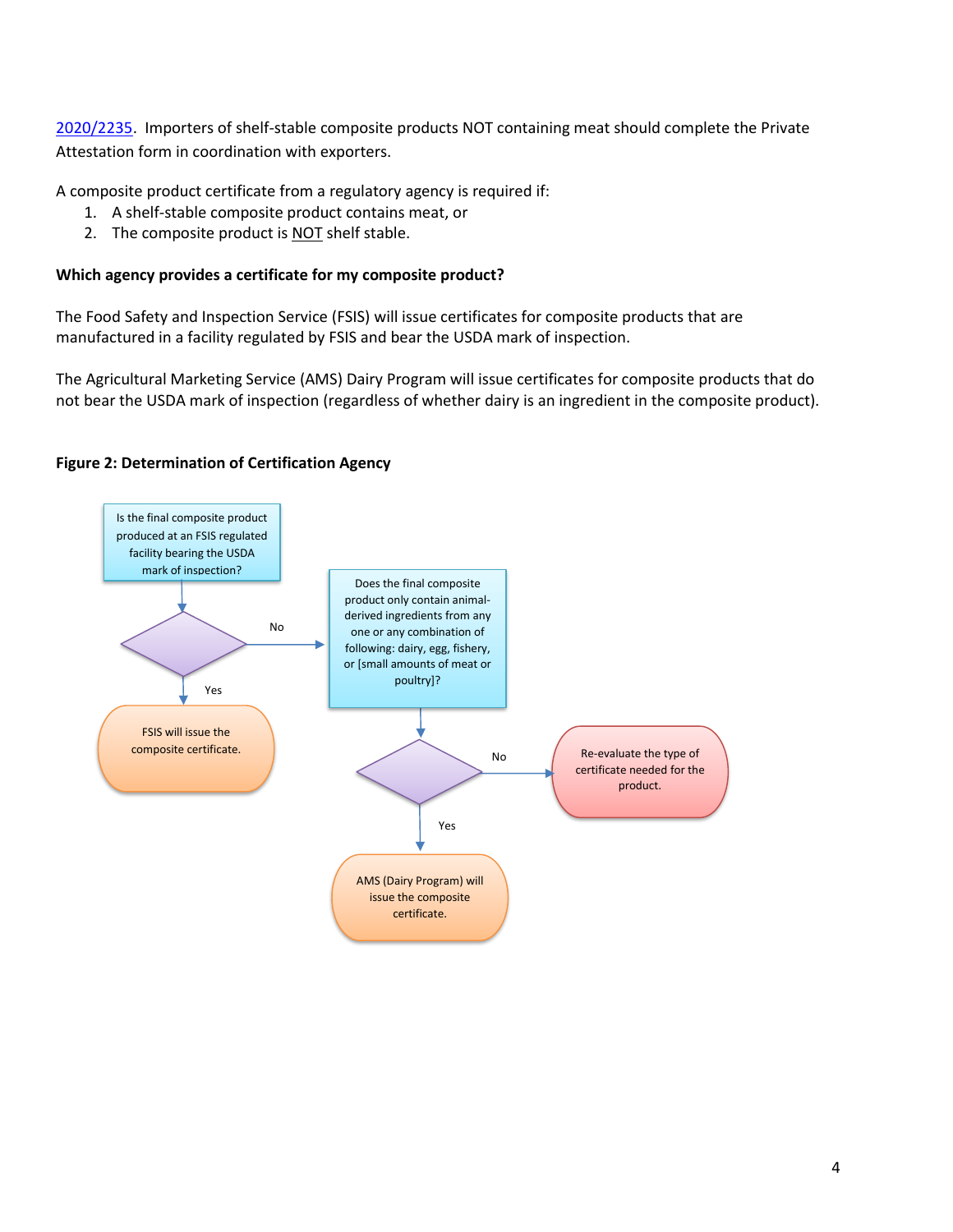2020/2235. Importers of shelf-stable composite products NOT containing meat should complete the Private Attestation form in coordination with exporters.

A composite product certificate from a regulatory agency is required if:

1. A shelf-stable composite product contains meat, or
2. The composite product is NOT shelf stable.

**Which agency provides a certificate for my composite product?**

The Food Safety and Inspection Service (FSIS) will issue certificates for composite products that are manufactured in a facility regulated by FSIS and bear the USDA mark of inspection.

The Agricultural Marketing Service (AMS) Dairy Program will issue certificates for composite products that do not bear the USDA mark of inspection (regardless of whether dairy is an ingredient in the composite product).

**Figure 2: Determination of Certification Agency**

Is the final composite product produced at an FSIS regulated facility bearing the USDA mark of inspection?

- Yes → FSIS will issue the composite certificate.
- No → Does the final composite product only contain animal-derived ingredients from any one or any combination of following: dairy, egg, fishery, or [small amounts of meat or poultry]?
  - Yes → AMS (Dairy Program) will issue the composite certificate.
  - No → Re-evaluate the type of certificate needed for the product.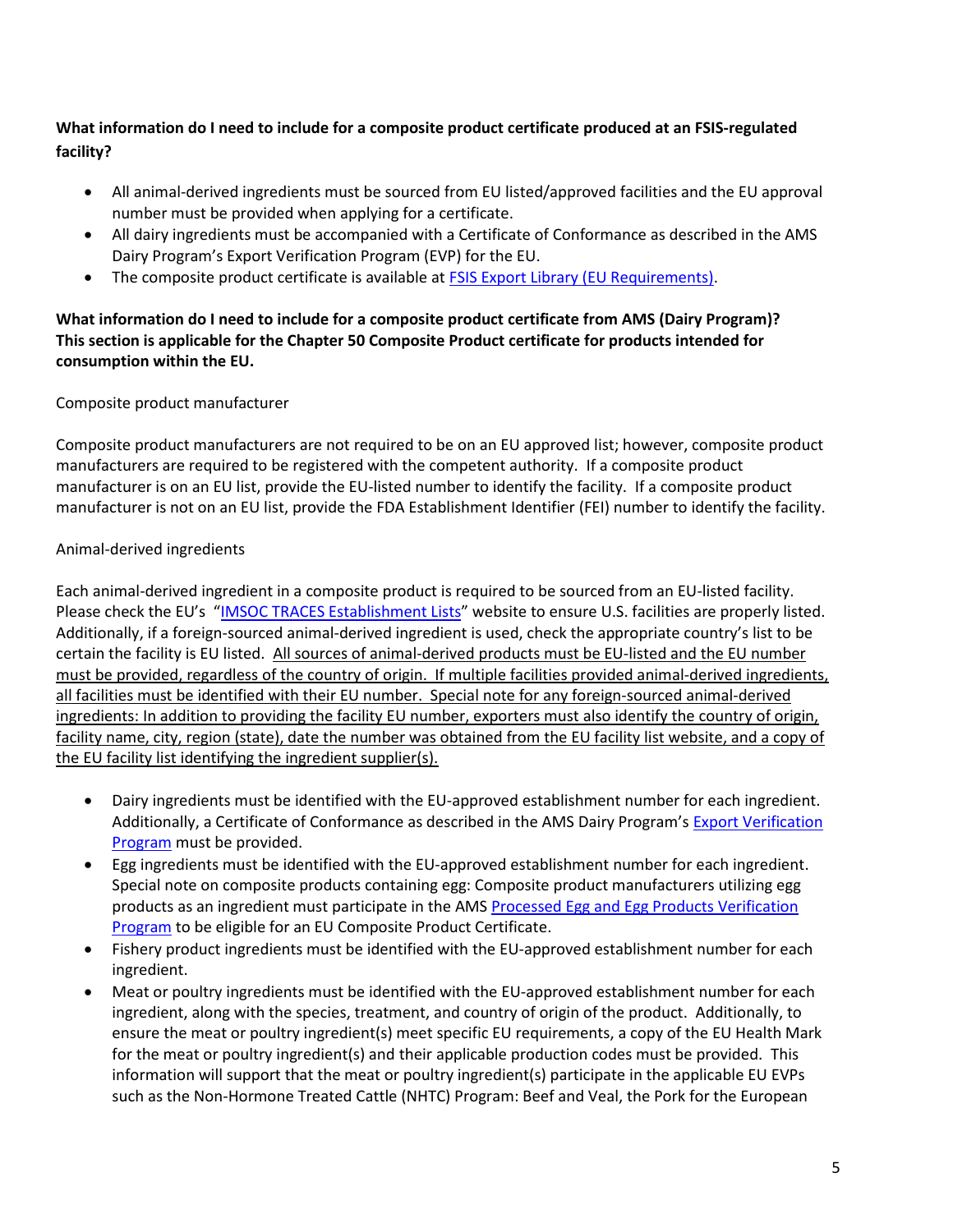**What information do I need to include for a composite product certificate produced at an FSIS-regulated facility?**

- All animal-derived ingredients must be sourced from EU listed/approved facilities and the EU approval number must be provided when applying for a certificate.
- All dairy ingredients must be accompanied with a Certificate of Conformance as described in the AMS Dairy Program's Export Verification Program (EVP) for the EU.
- The composite product certificate is available at [FSIS Export Library (EU Requirements)](FSIS Export Library (EU Requirements)).

**What information do I need to include for a composite product certificate from AMS (Dairy Program)? This section is applicable for the Chapter 50 Composite Product certificate for products intended for consumption within the EU.**

Composite product manufacturer

Composite product manufacturers are not required to be on an EU approved list; however, composite product manufacturers are required to be registered with the competent authority. If a composite product manufacturer is on an EU list, provide the EU-listed number to identify the facility. If a composite product manufacturer is not on an EU list, provide the FDA Establishment Identifier (FEI) number to identify the facility.

Animal-derived ingredients

Each animal-derived ingredient in a composite product is required to be sourced from an EU-listed facility. Please check the EU's "[IMSOC TRACES Establishment Lists](IMSOC TRACES Establishment Lists)" website to ensure U.S. facilities are properly listed. Additionally, if a foreign-sourced animal-derived ingredient is used, check the appropriate country's list to be certain the facility is EU listed. <u>All sources of animal-derived products must be EU-listed and the EU number must be provided, regardless of the country of origin. If multiple facilities provided animal-derived ingredients, all facilities must be identified with their EU number. Special note for any foreign-sourced animal-derived ingredients: In addition to providing the facility EU number, exporters must also identify the country of origin, facility name, city, region (state), date the number was obtained from the EU facility list website, and a copy of the EU facility list identifying the ingredient supplier(s).</u>

- Dairy ingredients must be identified with the EU-approved establishment number for each ingredient. Additionally, a Certificate of Conformance as described in the AMS Dairy Program's [Export Verification Program](Export Verification Program) must be provided.
- Egg ingredients must be identified with the EU-approved establishment number for each ingredient. Special note on composite products containing egg: Composite product manufacturers utilizing egg products as an ingredient must participate in the AMS [Processed Egg and Egg Products Verification Program](Processed Egg and Egg Products Verification Program) to be eligible for an EU Composite Product Certificate.
- Fishery product ingredients must be identified with the EU-approved establishment number for each ingredient.
- Meat or poultry ingredients must be identified with the EU-approved establishment number for each ingredient, along with the species, treatment, and country of origin of the product. Additionally, to ensure the meat or poultry ingredient(s) meet specific EU requirements, a copy of the EU Health Mark for the meat or poultry ingredient(s) and their applicable production codes must be provided. This information will support that the meat or poultry ingredient(s) participate in the applicable EU EVPs such as the Non-Hormone Treated Cattle (NHTC) Program: Beef and Veal, the Pork for the European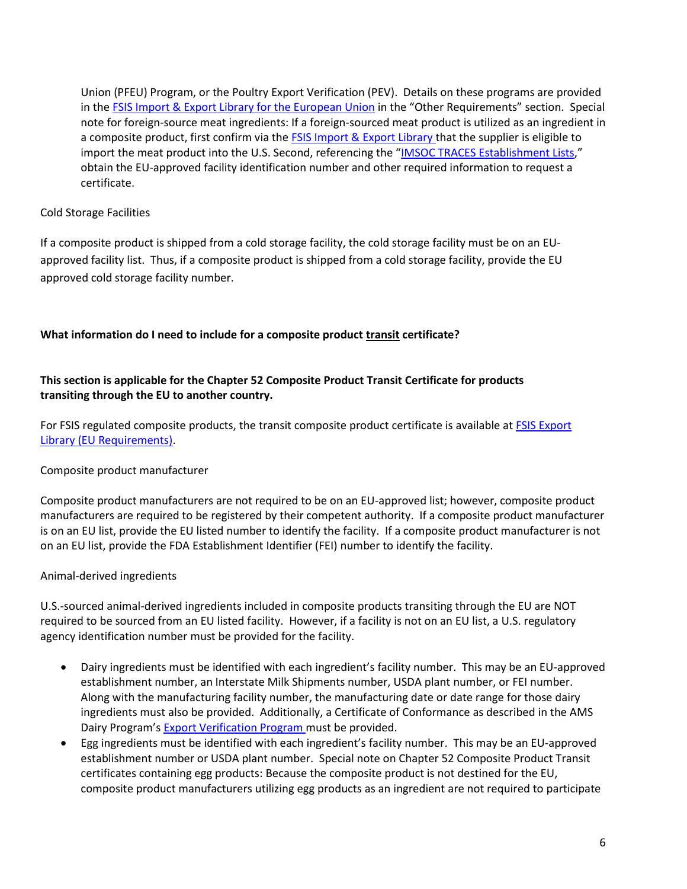Union (PFEU) Program, or the Poultry Export Verification (PEV). Details on these programs are provided in the FSIS Import & Export Library for the European Union in the "Other Requirements" section. Special note for foreign-source meat ingredients: If a foreign-sourced meat product is utilized as an ingredient in a composite product, first confirm via the FSIS Import & Export Library that the supplier is eligible to import the meat product into the U.S. Second, referencing the "IMSOC TRACES Establishment Lists," obtain the EU-approved facility identification number and other required information to request a certificate.

Cold Storage Facilities

If a composite product is shipped from a cold storage facility, the cold storage facility must be on an EU-approved facility list. Thus, if a composite product is shipped from a cold storage facility, provide the EU approved cold storage facility number.

**What information do I need to include for a composite product transit certificate?**

**This section is applicable for the Chapter 52 Composite Product Transit Certificate for products transiting through the EU to another country.**

For FSIS regulated composite products, the transit composite product certificate is available at FSIS Export Library (EU Requirements).

Composite product manufacturer

Composite product manufacturers are not required to be on an EU-approved list; however, composite product manufacturers are required to be registered by their competent authority. If a composite product manufacturer is on an EU list, provide the EU listed number to identify the facility. If a composite product manufacturer is not on an EU list, provide the FDA Establishment Identifier (FEI) number to identify the facility.

Animal-derived ingredients

U.S.-sourced animal-derived ingredients included in composite products transiting through the EU are NOT required to be sourced from an EU listed facility. However, if a facility is not on an EU list, a U.S. regulatory agency identification number must be provided for the facility.

- Dairy ingredients must be identified with each ingredient's facility number. This may be an EU-approved establishment number, an Interstate Milk Shipments number, USDA plant number, or FEI number. Along with the manufacturing facility number, the manufacturing date or date range for those dairy ingredients must also be provided. Additionally, a Certificate of Conformance as described in the AMS Dairy Program's Export Verification Program must be provided.
- Egg ingredients must be identified with each ingredient's facility number. This may be an EU-approved establishment number or USDA plant number. Special note on Chapter 52 Composite Product Transit certificates containing egg products: Because the composite product is not destined for the EU, composite product manufacturers utilizing egg products as an ingredient are not required to participate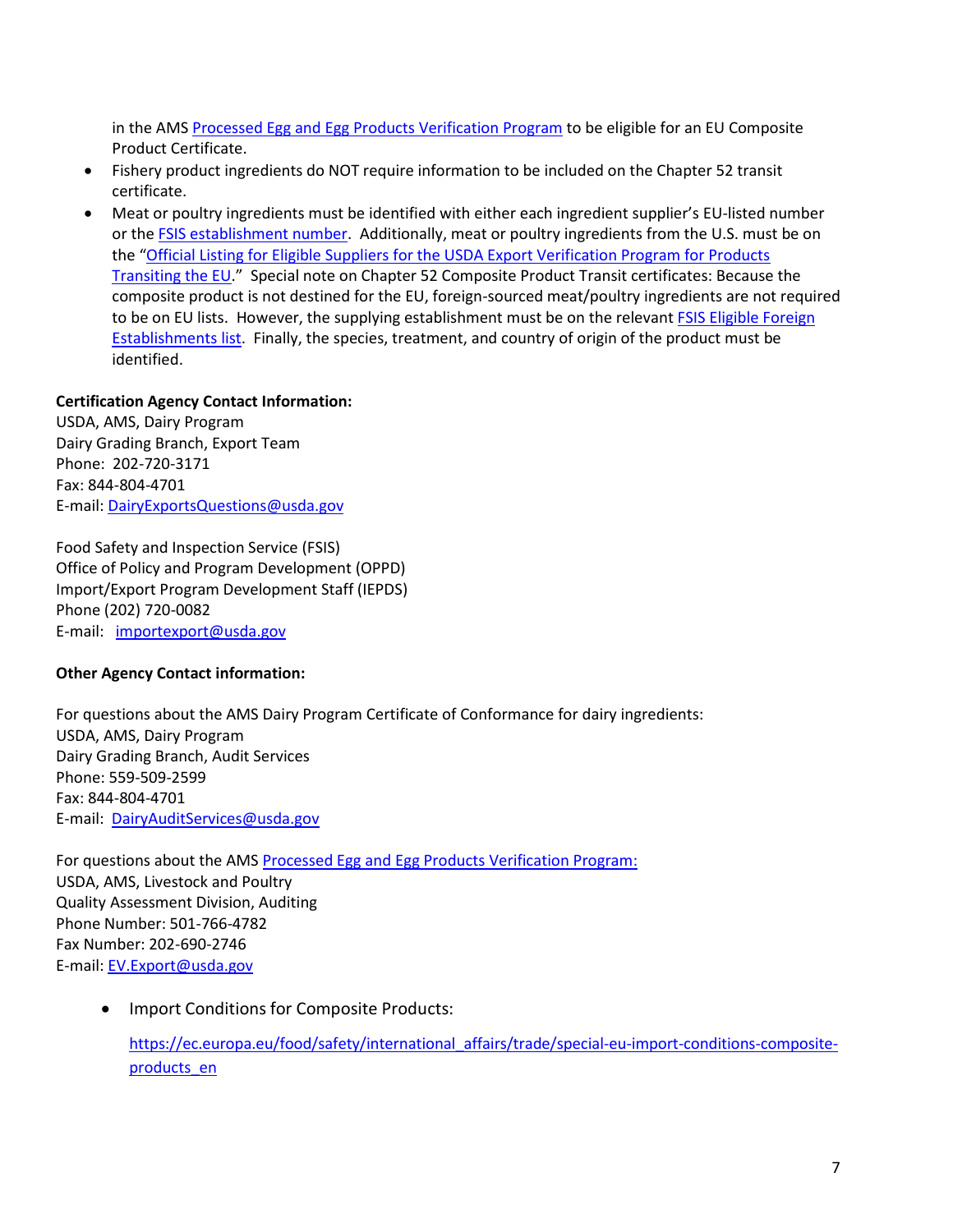in the AMS Processed Egg and Egg Products Verification Program to be eligible for an EU Composite Product Certificate.

- Fishery product ingredients do NOT require information to be included on the Chapter 52 transit certificate.
- Meat or poultry ingredients must be identified with either each ingredient supplier's EU-listed number or the FSIS establishment number. Additionally, meat or poultry ingredients from the U.S. must be on the "Official Listing for Eligible Suppliers for the USDA Export Verification Program for Products Transiting the EU." Special note on Chapter 52 Composite Product Transit certificates: Because the composite product is not destined for the EU, foreign-sourced meat/poultry ingredients are not required to be on EU lists. However, the supplying establishment must be on the relevant FSIS Eligible Foreign Establishments list. Finally, the species, treatment, and country of origin of the product must be identified.

**Certification Agency Contact Information:**

USDA, AMS, Dairy Program
Dairy Grading Branch, Export Team
Phone: 202-720-3171
Fax: 844-804-4701
E-mail: DairyExportsQuestions@usda.gov

Food Safety and Inspection Service (FSIS)
Office of Policy and Program Development (OPPD)
Import/Export Program Development Staff (IEPDS)
Phone (202) 720-0082
E-mail: importexport@usda.gov

**Other Agency Contact information:**

For questions about the AMS Dairy Program Certificate of Conformance for dairy ingredients:
USDA, AMS, Dairy Program
Dairy Grading Branch, Audit Services
Phone: 559-509-2599
Fax: 844-804-4701
E-mail: DairyAuditServices@usda.gov

For questions about the AMS Processed Egg and Egg Products Verification Program:
USDA, AMS, Livestock and Poultry
Quality Assessment Division, Auditing
Phone Number: 501-766-4782
Fax Number: 202-690-2746
E-mail: EV.Export@usda.gov

- Import Conditions for Composite Products:

  https://ec.europa.eu/food/safety/international_affairs/trade/special-eu-import-conditions-composite-products_en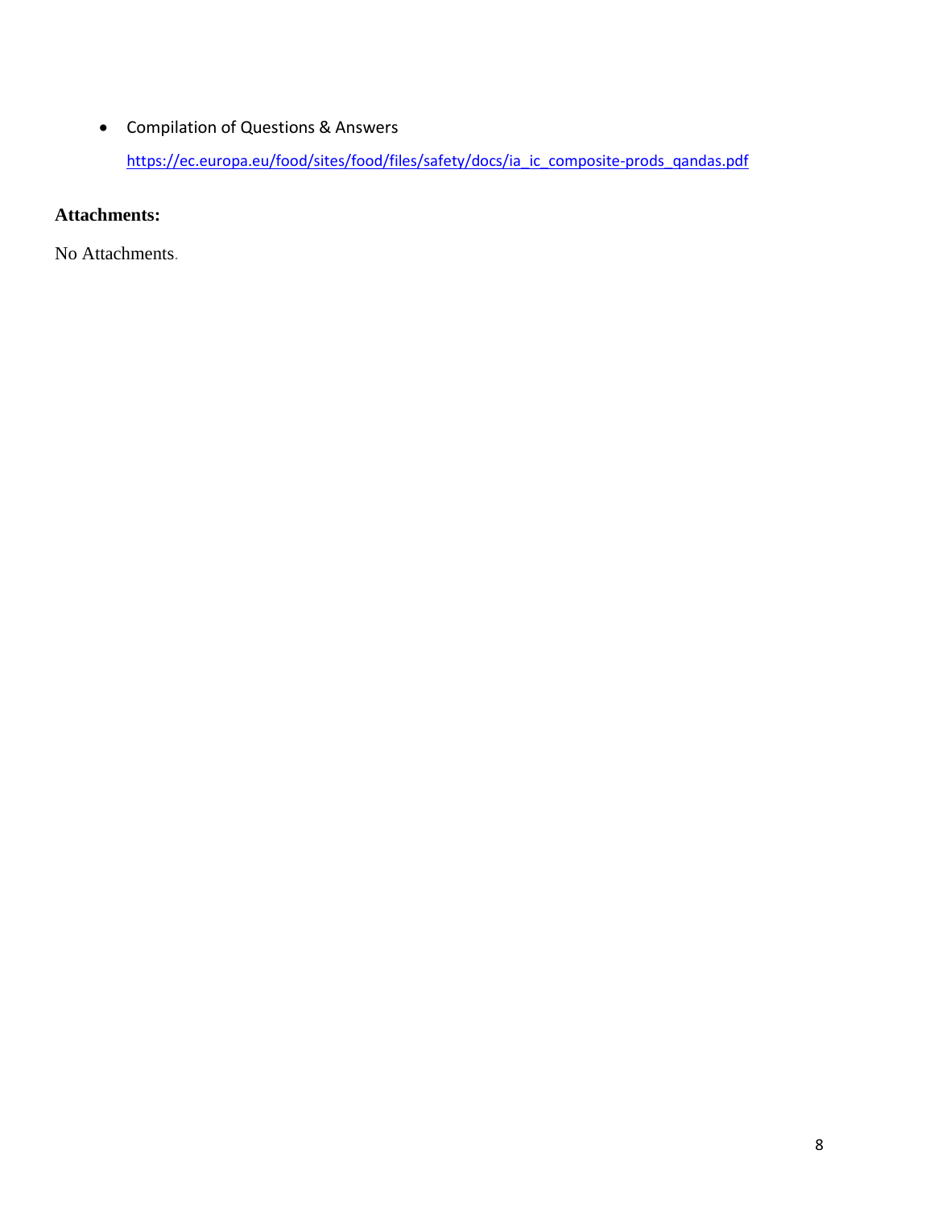- Compilation of Questions & Answers

  https://ec.europa.eu/food/sites/food/files/safety/docs/ia_ic_composite-prods_qandas.pdf

**Attachments:**

No Attachments.